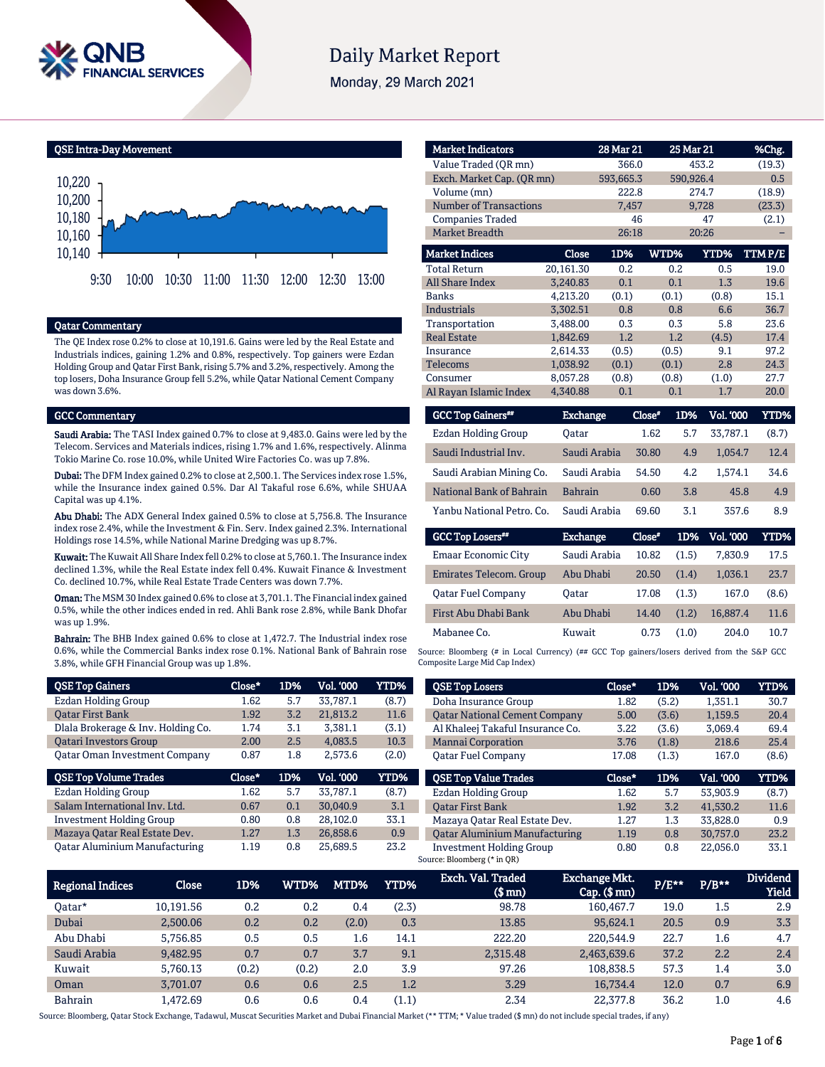# Daily Market Report

Monday, 29 March 2021

## QSE Intra-Day Movement

## Qatar Commentary

The QE Index rose 0.2% to close at 10,191.6. Gains were led by the Real Estate and Industrials indices, gaining 1.2% and 0.8%, respectively. Top gainers were Ezdan Holding Group and Qatar First Bank, rising 5.7% and 3.2%, respectively. Among the top losers, Doha Insurance Group fell 5.2%, while Qatar National Cement Company was down 3.6%.

## GCC Commentary

**Saudi Arabia:** The TASI Index gained 0.7% to close at 9,483.0. Gains were led by the Telecom. Services and Materials indices, rising 1.7% and 1.6%, respectively. Alinma Tokio Marine Co. rose 10.0%, while United Wire Factories Co. was up 7.8%.

**Dubai:** The DFM Index gained 0.2% to close at 2,500.1. The Services index rose 1.5%, while the Insurance index gained 0.5%. Dar Al Takaful rose 6.6%, while SHUAA Capital was up 4.1%.

**Abu Dhabi:** The ADX General Index gained 0.5% to close at 5,756.8. The Insurance index rose 2.4%, while the Investment & Fin. Serv. Index gained 2.3%. International Holdings rose 14.5%, while National Marine Dredging was up 8.7%.

**Kuwait:** The Kuwait All Share Index fell 0.2% to close at 5,760.1. The Insurance index declined 1.3%, while the Real Estate index fell 0.4%. Kuwait Finance & Investment Co. declined 10.7%, while Real Estate Trade Centers was down 7.7%.

**Oman:** The MSM 30 Index gained 0.6% to close at 3,701.1. The Financial index gained 0.5%, while the other indices ended in red. Ahli Bank rose 2.8%, while Bank Dhofar was up 1.9%.

**Bahrain:** The BHB Index gained 0.6% to close at 1,472.7. The Industrial index rose 0.6%, while the Commercial Banks index rose 0.1%. National Bank of Bahrain rose 3.8%, while GFH Financial Group was up 1.8%.

| Market Indicators | 28 Mar 21 | 25 Mar 21 | %Chg. |
|---|---|---|---|
| Value Traded (QR mn) | 366.0 | 453.2 | (19.3) |
| Exch. Market Cap. (QR mn) | 593,665.3 | 590,926.4 | 0.5 |
| Volume (mn) | 222.8 | 274.7 | (18.9) |
| Number of Transactions | 7,457 | 9,728 | (23.3) |
| Companies Traded | 46 | 47 | (2.1) |
| Market Breadth | 26:18 | 20:26 | – |

| Market Indices | Close | 1D% | WTD% | YTD% | TTM P/E |
|---|---|---|---|---|---|
| Total Return | 20,161.30 | 0.2 | 0.2 | 0.5 | 19.0 |
| All Share Index | 3,240.83 | 0.1 | 0.1 | 1.3 | 19.6 |
| Banks | 4,213.20 | (0.1) | (0.1) | (0.8) | 15.1 |
| Industrials | 3,302.51 | 0.8 | 0.8 | 6.6 | 36.7 |
| Transportation | 3,488.00 | 0.3 | 0.3 | 5.8 | 23.6 |
| Real Estate | 1,842.69 | 1.2 | 1.2 | (4.5) | 17.4 |
| Insurance | 2,614.33 | (0.5) | (0.5) | 9.1 | 97.2 |
| Telecoms | 1,038.92 | (0.1) | (0.1) | 2.8 | 24.3 |
| Consumer | 8,057.28 | (0.8) | (0.8) | (1.0) | 27.7 |
| Al Rayan Islamic Index | 4,340.88 | 0.1 | 0.1 | 1.7 | 20.0 |

| GCC Top Gainers## | Exchange | Close# | 1D% | Vol. '000 | YTD% |
|---|---|---|---|---|---|
| Ezdan Holding Group | Qatar | 1.62 | 5.7 | 33,787.1 | (8.7) |
| Saudi Industrial Inv. | Saudi Arabia | 30.80 | 4.9 | 1,054.7 | 12.4 |
| Saudi Arabian Mining Co. | Saudi Arabia | 54.50 | 4.2 | 1,574.1 | 34.6 |
| National Bank of Bahrain | Bahrain | 0.60 | 3.8 | 45.8 | 4.9 |
| Yanbu National Petro. Co. | Saudi Arabia | 69.60 | 3.1 | 357.6 | 8.9 |

| GCC Top Losers## | Exchange | Close# | 1D% | Vol. '000 | YTD% |
|---|---|---|---|---|---|
| Emaar Economic City | Saudi Arabia | 10.82 | (1.5) | 7,830.9 | 17.5 |
| Emirates Telecom. Group | Abu Dhabi | 20.50 | (1.4) | 1,036.1 | 23.7 |
| Qatar Fuel Company | Qatar | 17.08 | (1.3) | 167.0 | (8.6) |
| First Abu Dhabi Bank | Abu Dhabi | 14.40 | (1.2) | 16,887.4 | 11.6 |
| Mabanee Co. | Kuwait | 0.73 | (1.0) | 204.0 | 10.7 |

Source: Bloomberg (# in Local Currency) (## GCC Top gainers/losers derived from the S&P GCC Composite Large Mid Cap Index)

| QSE Top Gainers | Close* | 1D% | Vol. '000 | YTD% |
|---|---|---|---|---|
| Ezdan Holding Group | 1.62 | 5.7 | 33,787.1 | (8.7) |
| Qatar First Bank | 1.92 | 3.2 | 21,813.2 | 11.6 |
| Dlala Brokerage & Inv. Holding Co. | 1.74 | 3.1 | 3,381.1 | (3.1) |
| Qatari Investors Group | 2.00 | 2.5 | 4,083.5 | 10.3 |
| Qatar Oman Investment Company | 0.87 | 1.8 | 2,573.6 | (2.0) |

| QSE Top Volume Trades | Close* | 1D% | Vol. '000 | YTD% |
|---|---|---|---|---|
| Ezdan Holding Group | 1.62 | 5.7 | 33,787.1 | (8.7) |
| Salam International Inv. Ltd. | 0.67 | 0.1 | 30,040.9 | 3.1 |
| Investment Holding Group | 0.80 | 0.8 | 28,102.0 | 33.1 |
| Mazaya Qatar Real Estate Dev. | 1.27 | 1.3 | 26,858.6 | 0.9 |
| Qatar Aluminium Manufacturing | 1.19 | 0.8 | 25,689.5 | 23.2 |

| QSE Top Losers | Close* | 1D% | Vol. '000 | YTD% |
|---|---|---|---|---|
| Doha Insurance Group | 1.82 | (5.2) | 1,351.1 | 30.7 |
| Qatar National Cement Company | 5.00 | (3.6) | 1,159.5 | 20.4 |
| Al Khaleej Takaful Insurance Co. | 3.22 | (3.6) | 3,069.4 | 69.4 |
| Mannai Corporation | 3.76 | (1.8) | 218.6 | 25.4 |
| Qatar Fuel Company | 17.08 | (1.3) | 167.0 | (8.6) |

| QSE Top Value Trades | Close* | 1D% | Val. '000 | YTD% |
|---|---|---|---|---|
| Ezdan Holding Group | 1.62 | 5.7 | 53,903.9 | (8.7) |
| Qatar First Bank | 1.92 | 3.2 | 41,530.2 | 11.6 |
| Mazaya Qatar Real Estate Dev. | 1.27 | 1.3 | 33,828.0 | 0.9 |
| Qatar Aluminium Manufacturing | 1.19 | 0.8 | 30,757.0 | 23.2 |
| Investment Holding Group | 0.80 | 0.8 | 22,056.0 | 33.1 |

Source: Bloomberg (* in QR)

| Regional Indices | Close | 1D% | WTD% | MTD% | YTD% | Exch. Val. Traded ($ mn) | Exchange Mkt. Cap. ($ mn) | P/E** | P/B** | Dividend Yield |
|---|---|---|---|---|---|---|---|---|---|---|
| Qatar* | 10,191.56 | 0.2 | 0.2 | 0.4 | (2.3) | 98.78 | 160,467.7 | 19.0 | 1.5 | 2.9 |
| Dubai | 2,500.06 | 0.2 | 0.2 | (2.0) | 0.3 | 13.85 | 95,624.1 | 20.5 | 0.9 | 3.3 |
| Abu Dhabi | 5,756.85 | 0.5 | 0.5 | 1.6 | 14.1 | 222.20 | 220,544.9 | 22.7 | 1.6 | 4.7 |
| Saudi Arabia | 9,482.95 | 0.7 | 0.7 | 3.7 | 9.1 | 2,315.48 | 2,463,639.6 | 37.2 | 2.2 | 2.4 |
| Kuwait | 5,760.13 | (0.2) | (0.2) | 2.0 | 3.9 | 97.26 | 108,838.5 | 57.3 | 1.4 | 3.0 |
| Oman | 3,701.07 | 0.6 | 0.6 | 2.5 | 1.2 | 3.29 | 16,734.4 | 12.0 | 0.7 | 6.9 |
| Bahrain | 1,472.69 | 0.6 | 0.6 | 0.4 | (1.1) | 2.34 | 22,377.8 | 36.2 | 1.0 | 4.6 |

Source: Bloomberg, Qatar Stock Exchange, Tadawul, Muscat Securities Market and Dubai Financial Market (** TTM; * Value traded ($ mn) do not include special trades, if any)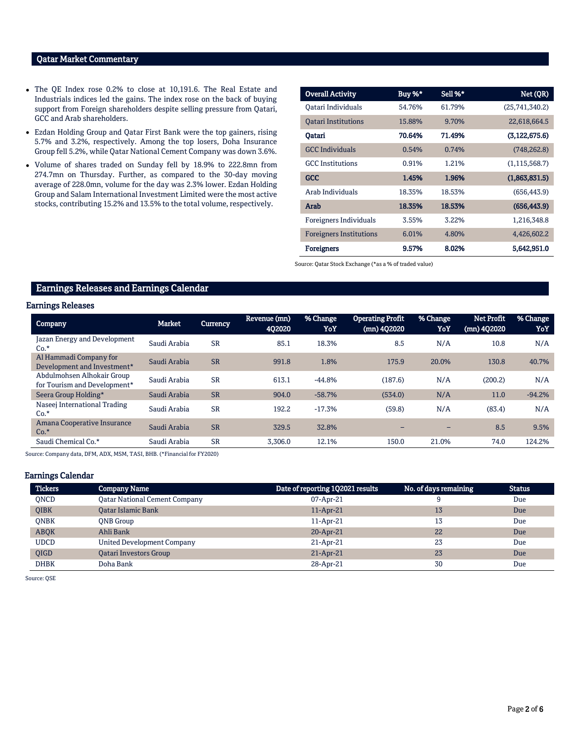## Qatar Market Commentary

- The QE Index rose 0.2% to close at 10,191.6. The Real Estate and Industrials indices led the gains. The index rose on the back of buying support from Foreign shareholders despite selling pressure from Qatari, GCC and Arab shareholders.
- Ezdan Holding Group and Qatar First Bank were the top gainers, rising 5.7% and 3.2%, respectively. Among the top losers, Doha Insurance Group fell 5.2%, while Qatar National Cement Company was down 3.6%.
- Volume of shares traded on Sunday fell by 18.9% to 222.8mn from 274.7mn on Thursday. Further, as compared to the 30-day moving average of 228.0mn, volume for the day was 2.3% lower. Ezdan Holding Group and Salam International Investment Limited were the most active stocks, contributing 15.2% and 13.5% to the total volume, respectively.

| Overall Activity | Buy %* | Sell %* | Net (QR) |
|---|---|---|---|
| Qatari Individuals | 54.76% | 61.79% | (25,741,340.2) |
| Qatari Institutions | 15.88% | 9.70% | 22,618,664.5 |
| **Qatari** | **70.64%** | **71.49%** | **(3,122,675.6)** |
| GCC Individuals | 0.54% | 0.74% | (748,262.8) |
| GCC Institutions | 0.91% | 1.21% | (1,115,568.7) |
| **GCC** | **1.45%** | **1.96%** | **(1,863,831.5)** |
| Arab Individuals | 18.35% | 18.53% | (656,443.9) |
| **Arab** | **18.35%** | **18.53%** | **(656,443.9)** |
| Foreigners Individuals | 3.55% | 3.22% | 1,216,348.8 |
| Foreigners Institutions | 6.01% | 4.80% | 4,426,602.2 |
| **Foreigners** | **9.57%** | **8.02%** | **5,642,951.0** |

Source: Qatar Stock Exchange (*as a % of traded value)

## Earnings Releases and Earnings Calendar

### Earnings Releases

| Company | Market | Currency | Revenue (mn) 4Q2020 | % Change YoY | Operating Profit (mn) 4Q2020 | % Change YoY | Net Profit (mn) 4Q2020 | % Change YoY |
|---|---|---|---|---|---|---|---|---|
| Jazan Energy and Development Co.* | Saudi Arabia | SR | 85.1 | 18.3% | 8.5 | N/A | 10.8 | N/A |
| Al Hammadi Company for Development and Investment* | Saudi Arabia | SR | 991.8 | 1.8% | 175.9 | 20.0% | 130.8 | 40.7% |
| Abdulmohsen Alhokair Group for Tourism and Development* | Saudi Arabia | SR | 613.1 | -44.8% | (187.6) | N/A | (200.2) | N/A |
| Seera Group Holding* | Saudi Arabia | SR | 904.0 | -58.7% | (534.0) | N/A | 11.0 | -94.2% |
| Naseej International Trading Co.* | Saudi Arabia | SR | 192.2 | -17.3% | (59.8) | N/A | (83.4) | N/A |
| Amana Cooperative Insurance Co.* | Saudi Arabia | SR | 329.5 | 32.8% | – | – | 8.5 | 9.5% |
| Saudi Chemical Co.* | Saudi Arabia | SR | 3,306.0 | 12.1% | 150.0 | 21.0% | 74.0 | 124.2% |

Source: Company data, DFM, ADX, MSM, TASI, BHB. (*Financial for FY2020)

### Earnings Calendar

| Tickers | Company Name | Date of reporting 1Q2021 results | No. of days remaining | Status |
|---|---|---|---|---|
| QNCD | Qatar National Cement Company | 07-Apr-21 | 9 | Due |
| QIBK | Qatar Islamic Bank | 11-Apr-21 | 13 | Due |
| QNBK | QNB Group | 11-Apr-21 | 13 | Due |
| ABQK | Ahli Bank | 20-Apr-21 | 22 | Due |
| UDCD | United Development Company | 21-Apr-21 | 23 | Due |
| QIGD | Qatari Investors Group | 21-Apr-21 | 23 | Due |
| DHBK | Doha Bank | 28-Apr-21 | 30 | Due |

Source: QSE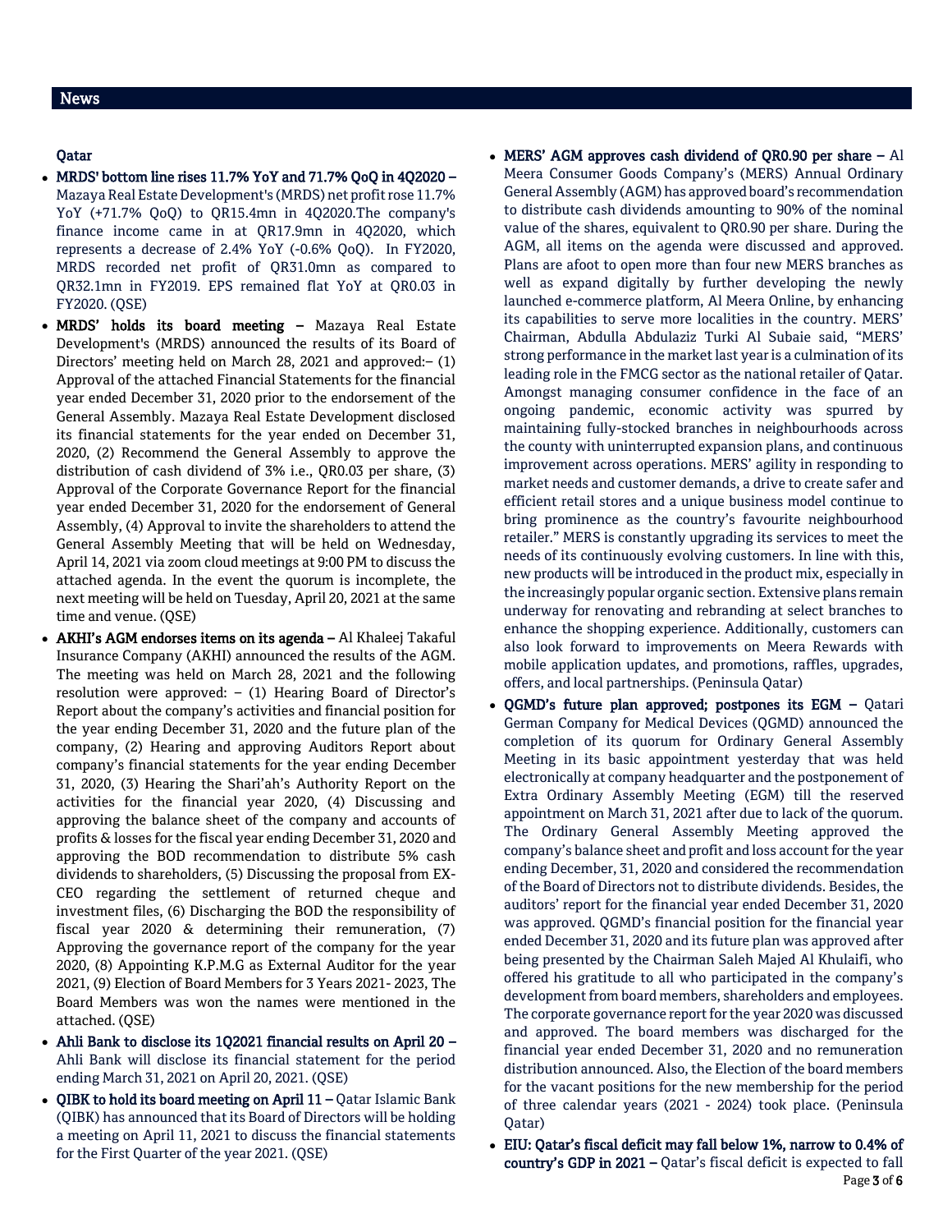## News

### Qatar

- **MRDS' bottom line rises 11.7% YoY and 71.7% QoQ in 4Q2020 –** Mazaya Real Estate Development's (MRDS) net profit rose 11.7% YoY (+71.7% QoQ) to QR15.4mn in 4Q2020.The company's finance income came in at QR17.9mn in 4Q2020, which represents a decrease of 2.4% YoY (-0.6% QoQ). In FY2020, MRDS recorded net profit of QR31.0mn as compared to QR32.1mn in FY2019. EPS remained flat YoY at QR0.03 in FY2020. (QSE)
- **MRDS' holds its board meeting –** Mazaya Real Estate Development's (MRDS) announced the results of its Board of Directors' meeting held on March 28, 2021 and approved:– (1) Approval of the attached Financial Statements for the financial year ended December 31, 2020 prior to the endorsement of the General Assembly. Mazaya Real Estate Development disclosed its financial statements for the year ended on December 31, 2020, (2) Recommend the General Assembly to approve the distribution of cash dividend of 3% i.e., QR0.03 per share, (3) Approval of the Corporate Governance Report for the financial year ended December 31, 2020 for the endorsement of General Assembly, (4) Approval to invite the shareholders to attend the General Assembly Meeting that will be held on Wednesday, April 14, 2021 via zoom cloud meetings at 9:00 PM to discuss the attached agenda. In the event the quorum is incomplete, the next meeting will be held on Tuesday, April 20, 2021 at the same time and venue. (QSE)
- **AKHI's AGM endorses items on its agenda –** Al Khaleej Takaful Insurance Company (AKHI) announced the results of the AGM. The meeting was held on March 28, 2021 and the following resolution were approved: – (1) Hearing Board of Director's Report about the company's activities and financial position for the year ending December 31, 2020 and the future plan of the company, (2) Hearing and approving Auditors Report about company's financial statements for the year ending December 31, 2020, (3) Hearing the Shari'ah's Authority Report on the activities for the financial year 2020, (4) Discussing and approving the balance sheet of the company and accounts of profits & losses for the fiscal year ending December 31, 2020 and approving the BOD recommendation to distribute 5% cash dividends to shareholders, (5) Discussing the proposal from EX-CEO regarding the settlement of returned cheque and investment files, (6) Discharging the BOD the responsibility of fiscal year 2020 & determining their remuneration, (7) Approving the governance report of the company for the year 2020, (8) Appointing K.P.M.G as External Auditor for the year 2021, (9) Election of Board Members for 3 Years 2021- 2023, The Board Members was won the names were mentioned in the attached. (QSE)
- **Ahli Bank to disclose its 1Q2021 financial results on April 20 –** Ahli Bank will disclose its financial statement for the period ending March 31, 2021 on April 20, 2021. (QSE)
- **QIBK to hold its board meeting on April 11 –** Qatar Islamic Bank (QIBK) has announced that its Board of Directors will be holding a meeting on April 11, 2021 to discuss the financial statements for the First Quarter of the year 2021. (QSE)
- **MERS' AGM approves cash dividend of QR0.90 per share –** Al Meera Consumer Goods Company's (MERS) Annual Ordinary General Assembly (AGM) has approved board's recommendation to distribute cash dividends amounting to 90% of the nominal value of the shares, equivalent to QR0.90 per share. During the AGM, all items on the agenda were discussed and approved. Plans are afoot to open more than four new MERS branches as well as expand digitally by further developing the newly launched e-commerce platform, Al Meera Online, by enhancing its capabilities to serve more localities in the country. MERS' Chairman, Abdulla Abdulaziz Turki Al Subaie said, "MERS' strong performance in the market last year is a culmination of its leading role in the FMCG sector as the national retailer of Qatar. Amongst managing consumer confidence in the face of an ongoing pandemic, economic activity was spurred by maintaining fully-stocked branches in neighbourhoods across the county with uninterrupted expansion plans, and continuous improvement across operations. MERS' agility in responding to market needs and customer demands, a drive to create safer and efficient retail stores and a unique business model continue to bring prominence as the country's favourite neighbourhood retailer." MERS is constantly upgrading its services to meet the needs of its continuously evolving customers. In line with this, new products will be introduced in the product mix, especially in the increasingly popular organic section. Extensive plans remain underway for renovating and rebranding at select branches to enhance the shopping experience. Additionally, customers can also look forward to improvements on Meera Rewards with mobile application updates, and promotions, raffles, upgrades, offers, and local partnerships. (Peninsula Qatar)
- **QGMD's future plan approved; postpones its EGM –** Qatari German Company for Medical Devices (QGMD) announced the completion of its quorum for Ordinary General Assembly Meeting in its basic appointment yesterday that was held electronically at company headquarter and the postponement of Extra Ordinary Assembly Meeting (EGM) till the reserved appointment on March 31, 2021 after due to lack of the quorum. The Ordinary General Assembly Meeting approved the company's balance sheet and profit and loss account for the year ending December, 31, 2020 and considered the recommendation of the Board of Directors not to distribute dividends. Besides, the auditors' report for the financial year ended December 31, 2020 was approved. QGMD's financial position for the financial year ended December 31, 2020 and its future plan was approved after being presented by the Chairman Saleh Majed Al Khulaifi, who offered his gratitude to all who participated in the company's development from board members, shareholders and employees. The corporate governance report for the year 2020 was discussed and approved. The board members was discharged for the financial year ended December 31, 2020 and no remuneration distribution announced. Also, the Election of the board members for the vacant positions for the new membership for the period of three calendar years (2021 - 2024) took place. (Peninsula Qatar)
- **EIU: Qatar's fiscal deficit may fall below 1%, narrow to 0.4% of country's GDP in 2021 –** Qatar's fiscal deficit is expected to fall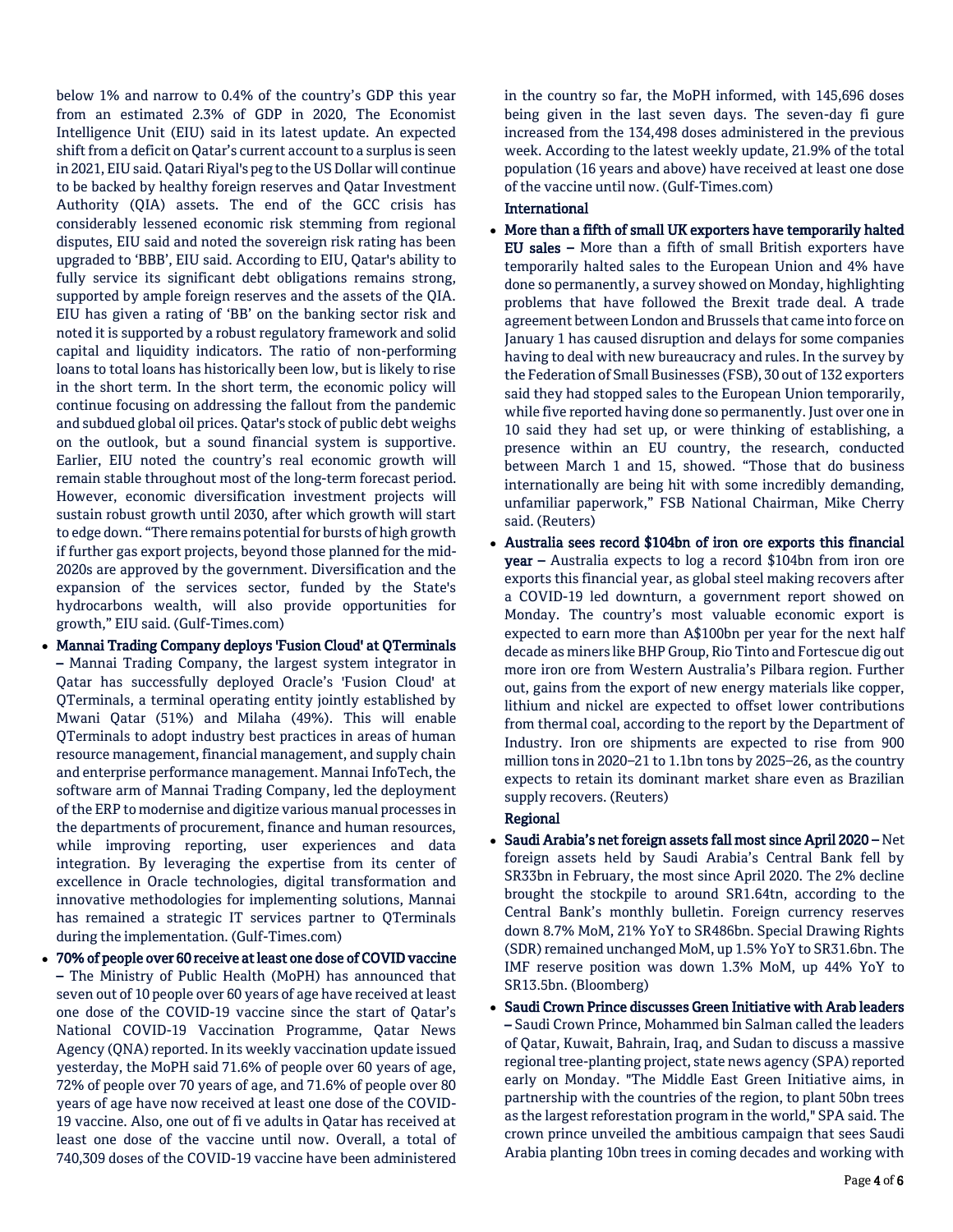below 1% and narrow to 0.4% of the country's GDP this year from an estimated 2.3% of GDP in 2020, The Economist Intelligence Unit (EIU) said in its latest update. An expected shift from a deficit on Qatar's current account to a surplus is seen in 2021, EIU said. Qatari Riyal's peg to the US Dollar will continue to be backed by healthy foreign reserves and Qatar Investment Authority (QIA) assets. The end of the GCC crisis has considerably lessened economic risk stemming from regional disputes, EIU said and noted the sovereign risk rating has been upgraded to 'BBB', EIU said. According to EIU, Qatar's ability to fully service its significant debt obligations remains strong, supported by ample foreign reserves and the assets of the QIA. EIU has given a rating of 'BB' on the banking sector risk and noted it is supported by a robust regulatory framework and solid capital and liquidity indicators. The ratio of non-performing loans to total loans has historically been low, but is likely to rise in the short term. In the short term, the economic policy will continue focusing on addressing the fallout from the pandemic and subdued global oil prices. Qatar's stock of public debt weighs on the outlook, but a sound financial system is supportive. Earlier, EIU noted the country's real economic growth will remain stable throughout most of the long-term forecast period. However, economic diversification investment projects will sustain robust growth until 2030, after which growth will start to edge down. "There remains potential for bursts of high growth if further gas export projects, beyond those planned for the mid-2020s are approved by the government. Diversification and the expansion of the services sector, funded by the State's hydrocarbons wealth, will also provide opportunities for growth," EIU said. (Gulf-Times.com)

- **Mannai Trading Company deploys 'Fusion Cloud' at QTerminals –** Mannai Trading Company, the largest system integrator in Qatar has successfully deployed Oracle's 'Fusion Cloud' at QTerminals, a terminal operating entity jointly established by Mwani Qatar (51%) and Milaha (49%). This will enable QTerminals to adopt industry best practices in areas of human resource management, financial management, and supply chain and enterprise performance management. Mannai InfoTech, the software arm of Mannai Trading Company, led the deployment of the ERP to modernise and digitize various manual processes in the departments of procurement, finance and human resources, while improving reporting, user experiences and data integration. By leveraging the expertise from its center of excellence in Oracle technologies, digital transformation and innovative methodologies for implementing solutions, Mannai has remained a strategic IT services partner to QTerminals during the implementation. (Gulf-Times.com)
- **70% of people over 60 receive at least one dose of COVID vaccine –** The Ministry of Public Health (MoPH) has announced that seven out of 10 people over 60 years of age have received at least one dose of the COVID-19 vaccine since the start of Qatar's National COVID-19 Vaccination Programme, Qatar News Agency (QNA) reported. In its weekly vaccination update issued yesterday, the MoPH said 71.6% of people over 60 years of age, 72% of people over 70 years of age, and 71.6% of people over 80 years of age have now received at least one dose of the COVID-19 vaccine. Also, one out of fi ve adults in Qatar has received at least one dose of the vaccine until now. Overall, a total of 740,309 doses of the COVID-19 vaccine have been administered in the country so far, the MoPH informed, with 145,696 doses being given in the last seven days. The seven-day fi gure increased from the 134,498 doses administered in the previous week. According to the latest weekly update, 21.9% of the total population (16 years and above) have received at least one dose of the vaccine until now. (Gulf-Times.com)

## International

- **More than a fifth of small UK exporters have temporarily halted EU sales –** More than a fifth of small British exporters have temporarily halted sales to the European Union and 4% have done so permanently, a survey showed on Monday, highlighting problems that have followed the Brexit trade deal. A trade agreement between London and Brussels that came into force on January 1 has caused disruption and delays for some companies having to deal with new bureaucracy and rules. In the survey by the Federation of Small Businesses (FSB), 30 out of 132 exporters said they had stopped sales to the European Union temporarily, while five reported having done so permanently. Just over one in 10 said they had set up, or were thinking of establishing, a presence within an EU country, the research, conducted between March 1 and 15, showed. "Those that do business internationally are being hit with some incredibly demanding, unfamiliar paperwork," FSB National Chairman, Mike Cherry said. (Reuters)
- **Australia sees record $104bn of iron ore exports this financial year –** Australia expects to log a record $104bn from iron ore exports this financial year, as global steel making recovers after a COVID-19 led downturn, a government report showed on Monday. The country's most valuable economic export is expected to earn more than A$100bn per year for the next half decade as miners like BHP Group, Rio Tinto and Fortescue dig out more iron ore from Western Australia's Pilbara region. Further out, gains from the export of new energy materials like copper, lithium and nickel are expected to offset lower contributions from thermal coal, according to the report by the Department of Industry. Iron ore shipments are expected to rise from 900 million tons in 2020–21 to 1.1bn tons by 2025–26, as the country expects to retain its dominant market share even as Brazilian supply recovers. (Reuters)

## Regional

- **Saudi Arabia's net foreign assets fall most since April 2020 –** Net foreign assets held by Saudi Arabia's Central Bank fell by SR33bn in February, the most since April 2020. The 2% decline brought the stockpile to around SR1.64tn, according to the Central Bank's monthly bulletin. Foreign currency reserves down 8.7% MoM, 21% YoY to SR486bn. Special Drawing Rights (SDR) remained unchanged MoM, up 1.5% YoY to SR31.6bn. The IMF reserve position was down 1.3% MoM, up 44% YoY to SR13.5bn. (Bloomberg)
- **Saudi Crown Prince discusses Green Initiative with Arab leaders –** Saudi Crown Prince, Mohammed bin Salman called the leaders of Qatar, Kuwait, Bahrain, Iraq, and Sudan to discuss a massive regional tree-planting project, state news agency (SPA) reported early on Monday. "The Middle East Green Initiative aims, in partnership with the countries of the region, to plant 50bn trees as the largest reforestation program in the world," SPA said. The crown prince unveiled the ambitious campaign that sees Saudi Arabia planting 10bn trees in coming decades and working with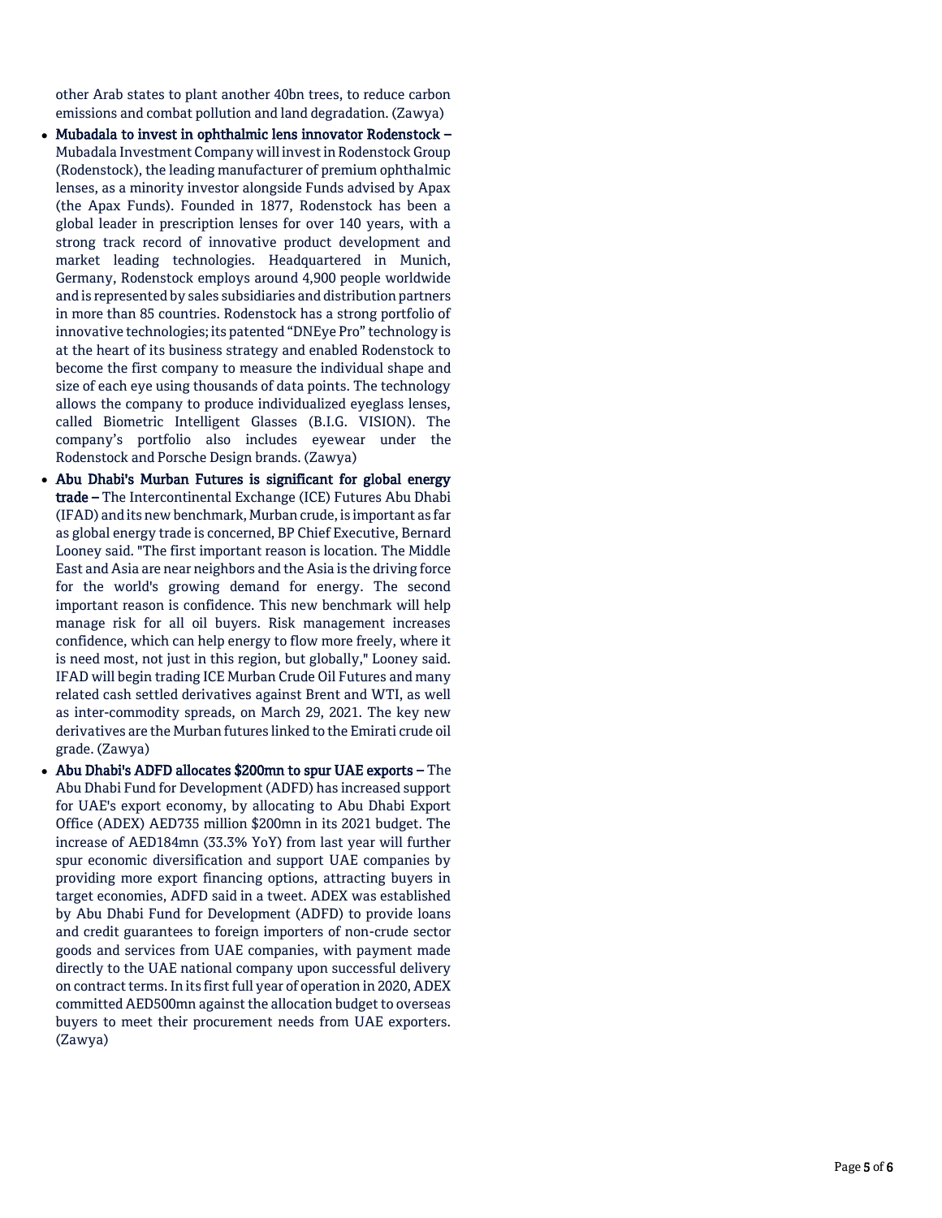other Arab states to plant another 40bn trees, to reduce carbon emissions and combat pollution and land degradation. (Zawya)

- **Mubadala to invest in ophthalmic lens innovator Rodenstock –** Mubadala Investment Company will invest in Rodenstock Group (Rodenstock), the leading manufacturer of premium ophthalmic lenses, as a minority investor alongside Funds advised by Apax (the Apax Funds). Founded in 1877, Rodenstock has been a global leader in prescription lenses for over 140 years, with a strong track record of innovative product development and market leading technologies. Headquartered in Munich, Germany, Rodenstock employs around 4,900 people worldwide and is represented by sales subsidiaries and distribution partners in more than 85 countries. Rodenstock has a strong portfolio of innovative technologies; its patented "DNEye Pro" technology is at the heart of its business strategy and enabled Rodenstock to become the first company to measure the individual shape and size of each eye using thousands of data points. The technology allows the company to produce individualized eyeglass lenses, called Biometric Intelligent Glasses (B.I.G. VISION). The company's portfolio also includes eyewear under the Rodenstock and Porsche Design brands. (Zawya)
- **Abu Dhabi's Murban Futures is significant for global energy trade –** The Intercontinental Exchange (ICE) Futures Abu Dhabi (IFAD) and its new benchmark, Murban crude, is important as far as global energy trade is concerned, BP Chief Executive, Bernard Looney said. "The first important reason is location. The Middle East and Asia are near neighbors and the Asia is the driving force for the world's growing demand for energy. The second important reason is confidence. This new benchmark will help manage risk for all oil buyers. Risk management increases confidence, which can help energy to flow more freely, where it is need most, not just in this region, but globally," Looney said. IFAD will begin trading ICE Murban Crude Oil Futures and many related cash settled derivatives against Brent and WTI, as well as inter-commodity spreads, on March 29, 2021. The key new derivatives are the Murban futures linked to the Emirati crude oil grade. (Zawya)
- **Abu Dhabi's ADFD allocates \$200mn to spur UAE exports –** The Abu Dhabi Fund for Development (ADFD) has increased support for UAE's export economy, by allocating to Abu Dhabi Export Office (ADEX) AED735 million \$200mn in its 2021 budget. The increase of AED184mn (33.3% YoY) from last year will further spur economic diversification and support UAE companies by providing more export financing options, attracting buyers in target economies, ADFD said in a tweet. ADEX was established by Abu Dhabi Fund for Development (ADFD) to provide loans and credit guarantees to foreign importers of non-crude sector goods and services from UAE companies, with payment made directly to the UAE national company upon successful delivery on contract terms. In its first full year of operation in 2020, ADEX committed AED500mn against the allocation budget to overseas buyers to meet their procurement needs from UAE exporters. (Zawya)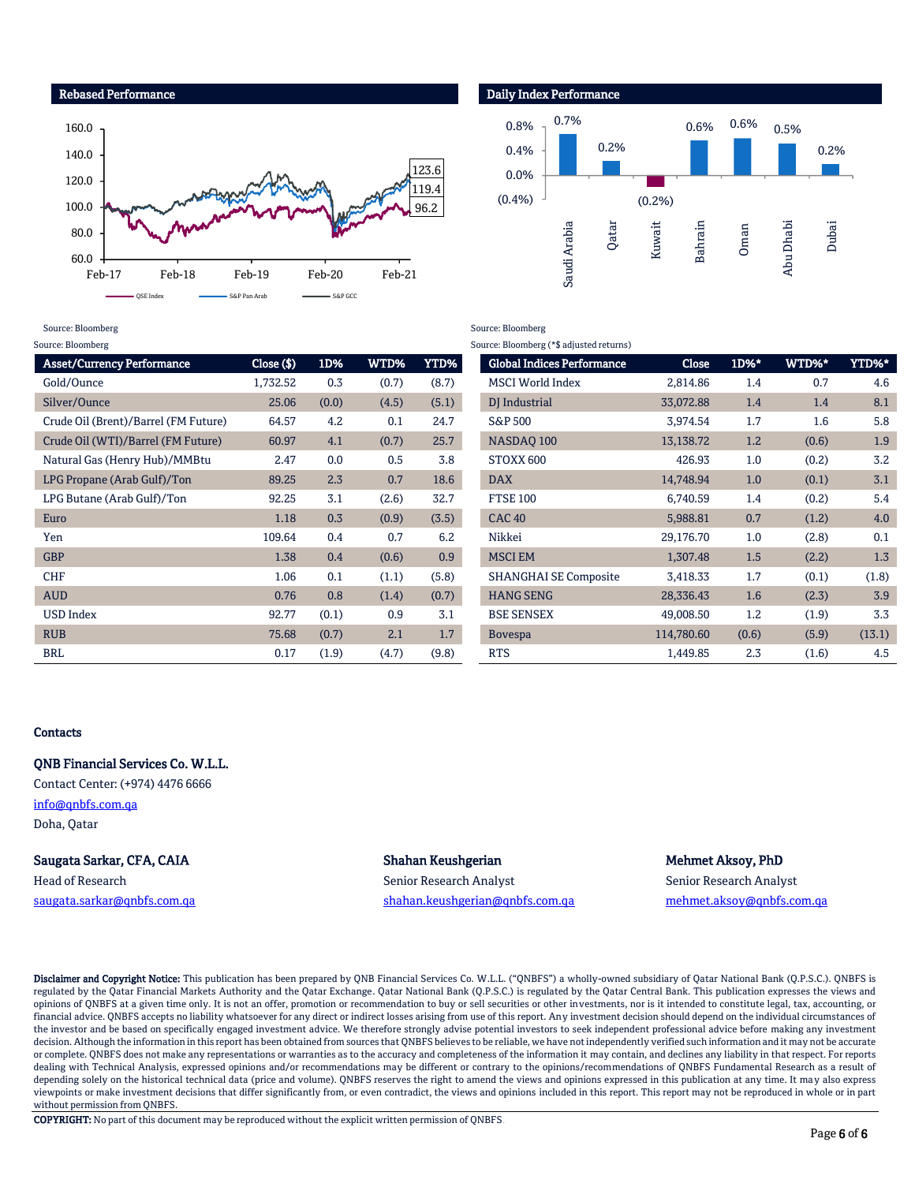### Rebased Performance

160.0
140.0
120.0
100.0
80.0
60.0

Feb-17 Feb-18 Feb-19 Feb-20 Feb-21

123.6
119.4
96.2

QSE Index S&P Pan Arab S&P GCC

Source: Bloomberg

### Daily Index Performance

0.8%
0.4%
0.0%
(0.4%)

0.7% 0.2% (0.2%) 0.6% 0.6% 0.5% 0.2%

Saudi Arabia Qatar Kuwait Bahrain Oman Abu Dhabi Dubai

Source: Bloomberg

Source: Bloomberg

| Asset/Currency Performance | Close ($) | 1D% | WTD% | YTD% |
|---|---|---|---|---|
| Gold/Ounce | 1,732.52 | 0.3 | (0.7) | (8.7) |
| Silver/Ounce | 25.06 | (0.0) | (4.5) | (5.1) |
| Crude Oil (Brent)/Barrel (FM Future) | 64.57 | 4.2 | 0.1 | 24.7 |
| Crude Oil (WTI)/Barrel (FM Future) | 60.97 | 4.1 | (0.7) | 25.7 |
| Natural Gas (Henry Hub)/MMBtu | 2.47 | 0.0 | 0.5 | 3.8 |
| LPG Propane (Arab Gulf)/Ton | 89.25 | 2.3 | 0.7 | 18.6 |
| LPG Butane (Arab Gulf)/Ton | 92.25 | 3.1 | (2.6) | 32.7 |
| Euro | 1.18 | 0.3 | (0.9) | (3.5) |
| Yen | 109.64 | 0.4 | 0.7 | 6.2 |
| GBP | 1.38 | 0.4 | (0.6) | 0.9 |
| CHF | 1.06 | 0.1 | (1.1) | (5.8) |
| AUD | 0.76 | 0.8 | (1.4) | (0.7) |
| USD Index | 92.77 | (0.1) | 0.9 | 3.1 |
| RUB | 75.68 | (0.7) | 2.1 | 1.7 |
| BRL | 0.17 | (1.9) | (4.7) | (9.8) |

Source: Bloomberg (*$ adjusted returns)

| Global Indices Performance | Close | 1D%* | WTD%* | YTD%* |
|---|---|---|---|---|
| MSCI World Index | 2,814.86 | 1.4 | 0.7 | 4.6 |
| DJ Industrial | 33,072.88 | 1.4 | 1.4 | 8.1 |
| S&P 500 | 3,974.54 | 1.7 | 1.6 | 5.8 |
| NASDAQ 100 | 13,138.72 | 1.2 | (0.6) | 1.9 |
| STOXX 600 | 426.93 | 1.0 | (0.2) | 3.2 |
| DAX | 14,748.94 | 1.0 | (0.1) | 3.1 |
| FTSE 100 | 6,740.59 | 1.4 | (0.2) | 5.4 |
| CAC 40 | 5,988.81 | 0.7 | (1.2) | 4.0 |
| Nikkei | 29,176.70 | 1.0 | (2.8) | 0.1 |
| MSCI EM | 1,307.48 | 1.5 | (2.2) | 1.3 |
| SHANGHAI SE Composite | 3,418.33 | 1.7 | (0.1) | (1.8) |
| HANG SENG | 28,336.43 | 1.6 | (2.3) | 3.9 |
| BSE SENSEX | 49,008.50 | 1.2 | (1.9) | 3.3 |
| Bovespa | 114,780.60 | (0.6) | (5.9) | (13.1) |
| RTS | 1,449.85 | 2.3 | (1.6) | 4.5 |

## Contacts

**QNB Financial Services Co. W.L.L.**
Contact Center: (+974) 4476 6666
info@qnbfs.com.qa
Doha, Qatar

**Saugata Sarkar, CFA, CAIA**
Head of Research
saugata.sarkar@qnbfs.com.qa

**Shahan Keushgerian**
Senior Research Analyst
shahan.keushgerian@qnbfs.com.qa

**Mehmet Aksoy, PhD**
Senior Research Analyst
mehmet.aksoy@qnbfs.com.qa

**Disclaimer and Copyright Notice:** This publication has been prepared by QNB Financial Services Co. W.L.L. ("QNBFS") a wholly-owned subsidiary of Qatar National Bank (Q.P.S.C.). QNBFS is regulated by the Qatar Financial Markets Authority and the Qatar Exchange. Qatar National Bank (Q.P.S.C.) is regulated by the Qatar Central Bank. This publication expresses the views and opinions of QNBFS at a given time only. It is not an offer, promotion or recommendation to buy or sell securities or other investments, nor is it intended to constitute legal, tax, accounting, or financial advice. QNBFS accepts no liability whatsoever for any direct or indirect losses arising from use of this report. Any investment decision should depend on the individual circumstances of the investor and be based on specifically engaged investment advice. We therefore strongly advise potential investors to seek independent professional advice before making any investment decision. Although the information in this report has been obtained from sources that QNBFS believes to be reliable, we have not independently verified such information and it may not be accurate or complete. QNBFS does not make any representations or warranties as to the accuracy and completeness of the information it may contain, and declines any liability in that respect. For reports dealing with Technical Analysis, expressed opinions and/or recommendations may be different or contrary to the opinions/recommendations of QNBFS Fundamental Research as a result of depending solely on the historical technical data (price and volume). QNBFS reserves the right to amend the views and opinions expressed in this publication at any time. It may also express viewpoints or make investment decisions that differ significantly from, or even contradict, the views and opinions included in this report. This report may not be reproduced in whole or in part without permission from QNBFS.

**COPYRIGHT:** No part of this document may be reproduced without the explicit written permission of QNBFS